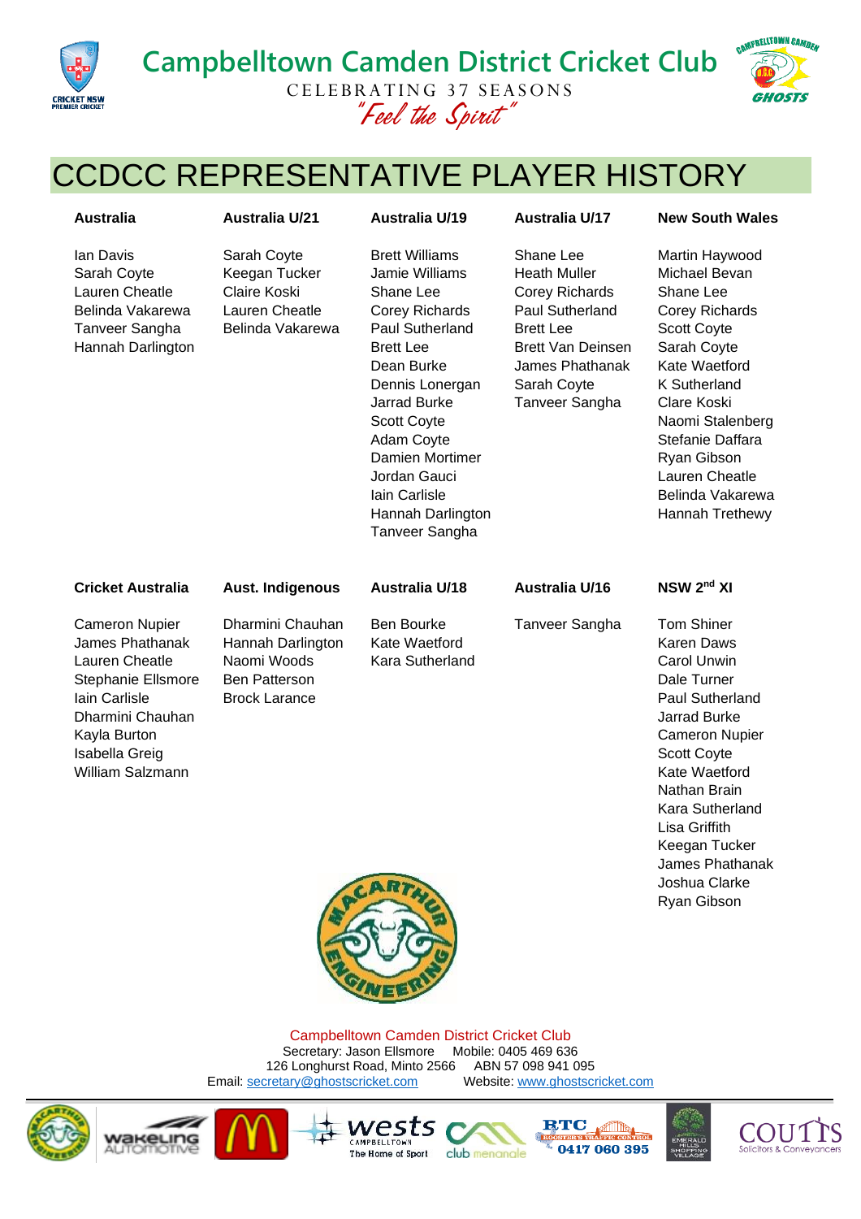# Campbelltown Camden District Cricket Club

CELEBRATING 37 SEASONS

*"Feel the Spirit"*

## CCDCC REPRESENTATIVE PLAYER HISTORY

### Australia

Ian Davis
Sarah Coyte
Lauren Cheatle
Belinda Vakarewa
Tanveer Sangha
Hannah Darlington

### Australia U/21

Sarah Coyte
Keegan Tucker
Claire Koski
Lauren Cheatle
Belinda Vakarewa

### Australia U/19

Brett Williams
Jamie Williams
Shane Lee
Corey Richards
Paul Sutherland
Brett Lee
Dean Burke
Dennis Lonergan
Jarrad Burke
Scott Coyte
Adam Coyte
Damien Mortimer
Jordan Gauci
Iain Carlisle
Hannah Darlington
Tanveer Sangha

### Australia U/17

Shane Lee
Heath Muller
Corey Richards
Paul Sutherland
Brett Lee
Brett Van Deinsen
James Phathanak
Sarah Coyte
Tanveer Sangha

### New South Wales

Martin Haywood
Michael Bevan
Shane Lee
Corey Richards
Scott Coyte
Sarah Coyte
Kate Waetford
K Sutherland
Clare Koski
Naomi Stalenberg
Stefanie Daffara
Ryan Gibson
Lauren Cheatle
Belinda Vakarewa
Hannah Trethewy

### Cricket Australia

Cameron Nupier
James Phathanak
Lauren Cheatle
Stephanie Ellsmore
Iain Carlisle
Dharmini Chauhan
Kayla Burton
Isabella Greig
William Salzmann

### Aust. Indigenous

Dharmini Chauhan
Hannah Darlington
Naomi Woods
Ben Patterson
Brock Larance

### Australia U/18

Ben Bourke
Kate Waetford
Kara Sutherland

### Australia U/16

Tanveer Sangha

### NSW 2nd XI

Tom Shiner
Karen Daws
Carol Unwin
Dale Turner
Paul Sutherland
Jarrad Burke
Cameron Nupier
Scott Coyte
Kate Waetford
Nathan Brain
Kara Sutherland
Lisa Griffith
Keegan Tucker
James Phathanak
Joshua Clarke
Ryan Gibson

Campbelltown Camden District Cricket Club
Secretary: Jason Ellsmore  Mobile: 0405 469 636
126 Longhurst Road, Minto 2566  ABN 57 098 941 095
Email: secretary@ghostscricket.com  Website: www.ghostscricket.com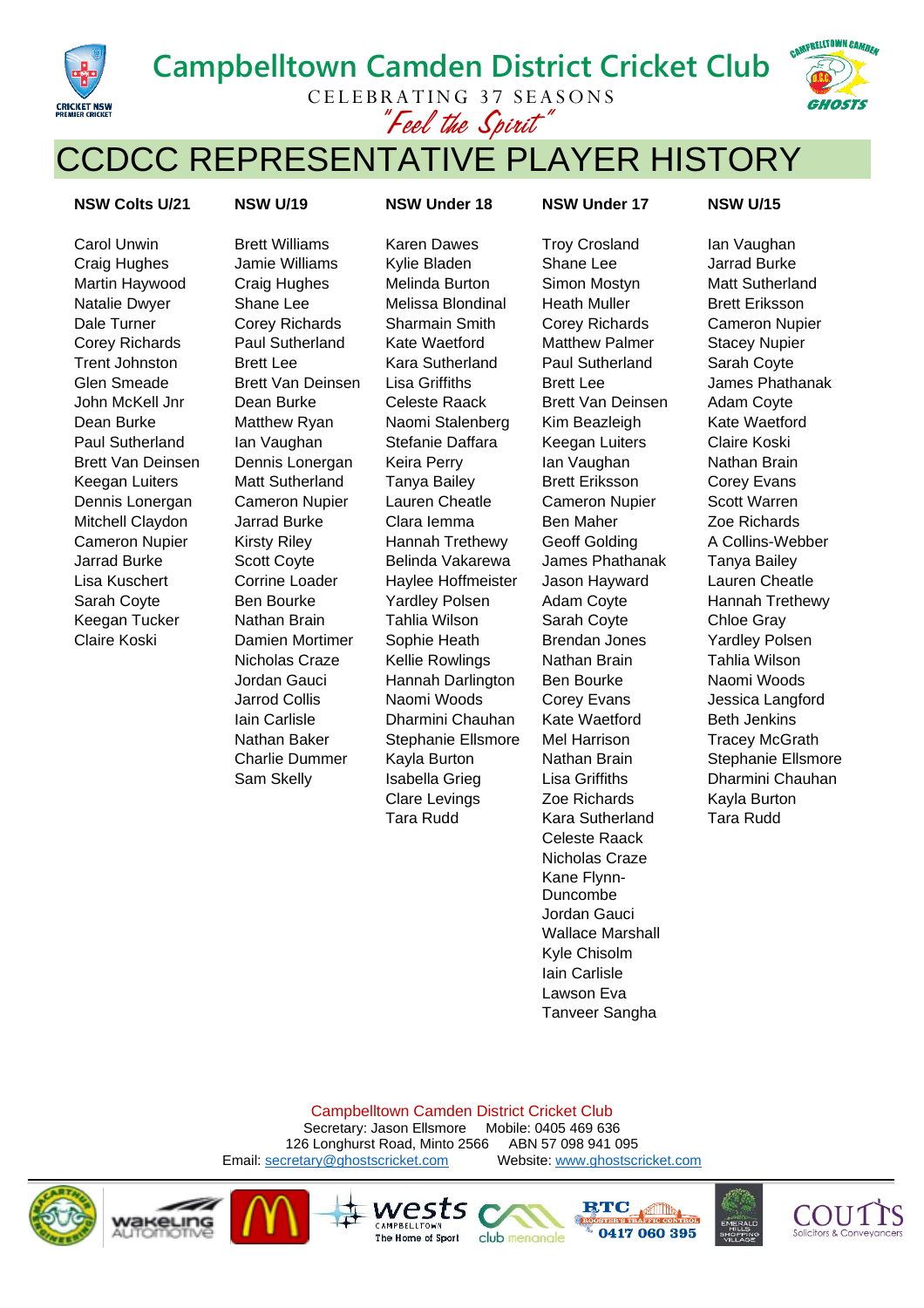# Campbelltown Camden District Cricket Club

CELEBRATING 37 SEASONS

*"Feel the Spirit"*

## CCDCC REPRESENTATIVE PLAYER HISTORY

| NSW Colts U/21 | NSW U/19 | NSW Under 18 | NSW Under 17 | NSW U/15 |
|---|---|---|---|---|
| Carol Unwin | Brett Williams | Karen Dawes | Troy Crosland | Ian Vaughan |
| Craig Hughes | Jamie Williams | Kylie Bladen | Shane Lee | Jarrad Burke |
| Martin Haywood | Craig Hughes | Melinda Burton | Simon Mostyn | Matt Sutherland |
| Natalie Dwyer | Shane Lee | Melissa Blondinal | Heath Muller | Brett Eriksson |
| Dale Turner | Corey Richards | Sharmain Smith | Corey Richards | Cameron Nupier |
| Corey Richards | Paul Sutherland | Kate Waetford | Matthew Palmer | Stacey Nupier |
| Trent Johnston | Brett Lee | Kara Sutherland | Paul Sutherland | Sarah Coyte |
| Glen Smeade | Brett Van Deinsen | Lisa Griffiths | Brett Lee | James Phathanak |
| John McKell Jnr | Dean Burke | Celeste Raack | Brett Van Deinsen | Adam Coyte |
| Dean Burke | Matthew Ryan | Naomi Stalenberg | Kim Beazleigh | Kate Waetford |
| Paul Sutherland | Ian Vaughan | Stefanie Daffara | Keegan Luiters | Claire Koski |
| Brett Van Deinsen | Dennis Lonergan | Keira Perry | Ian Vaughan | Nathan Brain |
| Keegan Luiters | Matt Sutherland | Tanya Bailey | Brett Eriksson | Corey Evans |
| Dennis Lonergan | Cameron Nupier | Lauren Cheatle | Cameron Nupier | Scott Warren |
| Mitchell Claydon | Jarrad Burke | Clara Iemma | Ben Maher | Zoe Richards |
| Cameron Nupier | Kirsty Riley | Hannah Trethewy | Geoff Golding | A Collins-Webber |
| Jarrad Burke | Scott Coyte | Belinda Vakarewa | James Phathanak | Tanya Bailey |
| Lisa Kuschert | Corrine Loader | Haylee Hoffmeister | Jason Hayward | Lauren Cheatle |
| Sarah Coyte | Ben Bourke | Yardley Polsen | Adam Coyte | Hannah Trethewy |
| Keegan Tucker | Nathan Brain | Tahlia Wilson | Sarah Coyte | Chloe Gray |
| Claire Koski | Damien Mortimer | Sophie Heath | Brendan Jones | Yardley Polsen |
| | Nicholas Craze | Kellie Rowlings | Nathan Brain | Tahlia Wilson |
| | Jordan Gauci | Hannah Darlington | Ben Bourke | Naomi Woods |
| | Jarrod Collis | Naomi Woods | Corey Evans | Jessica Langford |
| | Iain Carlisle | Dharmini Chauhan | Kate Waetford | Beth Jenkins |
| | Nathan Baker | Stephanie Ellsmore | Mel Harrison | Tracey McGrath |
| | Charlie Dummer | Kayla Burton | Nathan Brain | Stephanie Ellsmore |
| | Sam Skelly | Isabella Grieg | Lisa Griffiths | Dharmini Chauhan |
| | | Clare Levings | Zoe Richards | Kayla Burton |
| | | Tara Rudd | Kara Sutherland | Tara Rudd |
| | | | Celeste Raack | |
| | | | Nicholas Craze | |
| | | | Kane Flynn-Duncombe | |
| | | | Jordan Gauci | |
| | | | Wallace Marshall | |
| | | | Kyle Chisolm | |
| | | | Iain Carlisle | |
| | | | Lawson Eva | |
| | | | Tanveer Sangha | |

Campbelltown Camden District Cricket Club
Secretary: Jason Ellsmore   Mobile: 0405 469 636
126 Longhurst Road, Minto 2566   ABN 57 098 941 095
Email: secretary@ghostscricket.com   Website: www.ghostscricket.com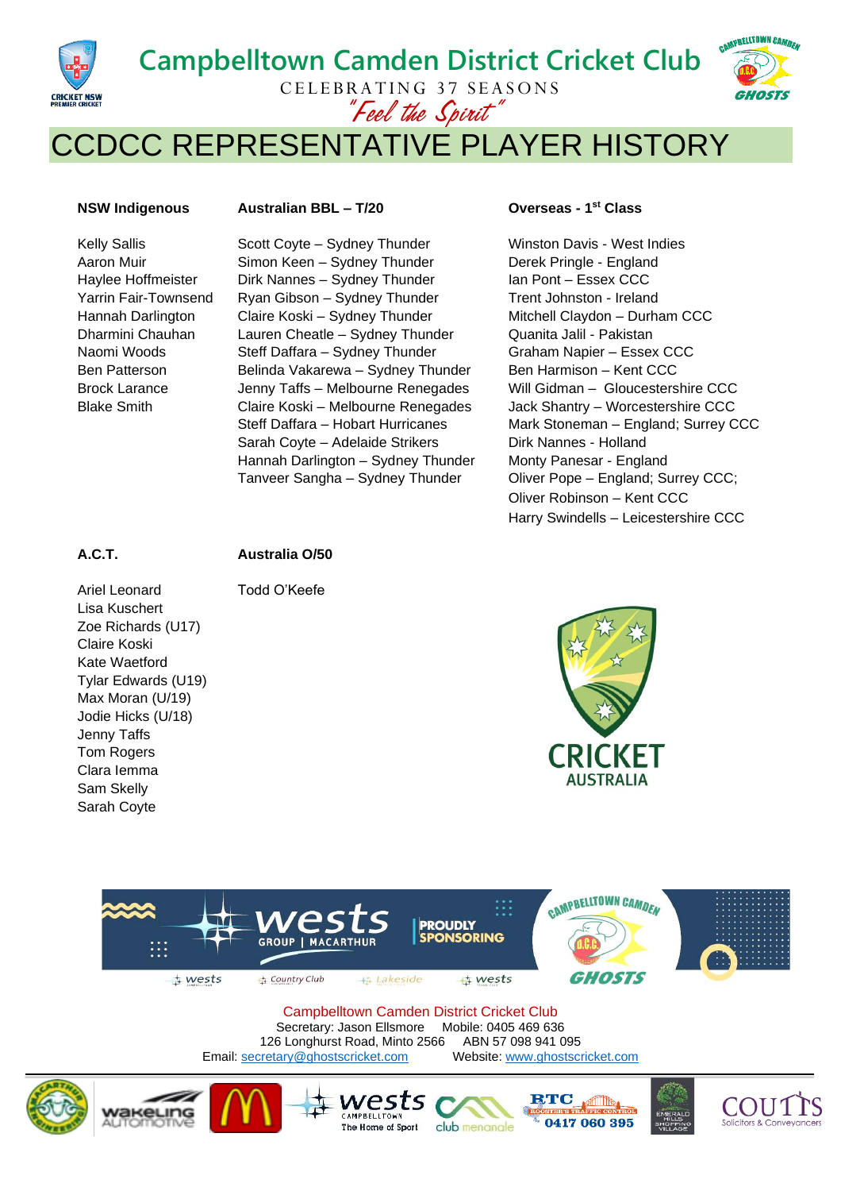# Campbelltown Camden District Cricket Club

CELEBRATING 37 SEASONS

*"Feel the Spirit"*

# CCDCC REPRESENTATIVE PLAYER HISTORY

**NSW Indigenous**

Kelly Sallis
Aaron Muir
Haylee Hoffmeister
Yarrin Fair-Townsend
Hannah Darlington
Dharmini Chauhan
Naomi Woods
Ben Patterson
Brock Larance
Blake Smith

**Australian BBL – T/20**

Scott Coyte – Sydney Thunder
Simon Keen – Sydney Thunder
Dirk Nannes – Sydney Thunder
Ryan Gibson – Sydney Thunder
Claire Koski – Sydney Thunder
Lauren Cheatle – Sydney Thunder
Steff Daffara – Sydney Thunder
Belinda Vakarewa – Sydney Thunder
Jenny Taffs – Melbourne Renegades
Claire Koski – Melbourne Renegades
Steff Daffara – Hobart Hurricanes
Sarah Coyte – Adelaide Strikers
Hannah Darlington – Sydney Thunder
Tanveer Sangha – Sydney Thunder

**Overseas - 1st Class**

Winston Davis - West Indies
Derek Pringle - England
Ian Pont – Essex CCC
Trent Johnston - Ireland
Mitchell Claydon – Durham CCC
Quanita Jalil - Pakistan
Graham Napier – Essex CCC
Ben Harmison – Kent CCC
Will Gidman – Gloucestershire CCC
Jack Shantry – Worcestershire CCC
Mark Stoneman – England; Surrey CCC
Dirk Nannes - Holland
Monty Panesar - England
Oliver Pope – England; Surrey CCC;
Oliver Robinson – Kent CCC
Harry Swindells – Leicestershire CCC

**A.C.T.**

Ariel Leonard
Lisa Kuschert
Zoe Richards (U17)
Claire Koski
Kate Waetford
Tylar Edwards (U19)
Max Moran (U/19)
Jodie Hicks (U/18)
Jenny Taffs
Tom Rogers
Clara Iemma
Sam Skelly
Sarah Coyte

**Australia O/50**

Todd O'Keefe

Campbelltown Camden District Cricket Club
Secretary: Jason Ellsmore Mobile: 0405 469 636
126 Longhurst Road, Minto 2566 ABN 57 098 941 095
Email: secretary@ghostscricket.com Website: www.ghostscricket.com